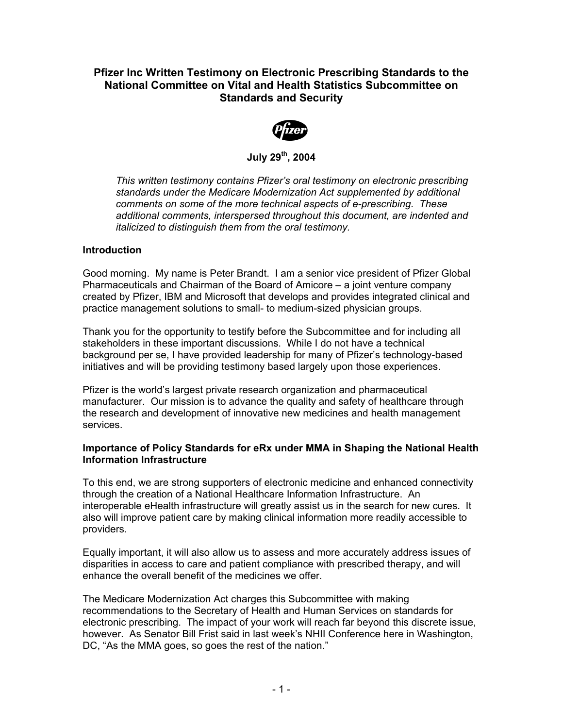# Pfizer Inc Written Testimony on Electronic Prescribing Standards to the National Committee on Vital and Health Statistics Subcommittee on Standards and Security

**July 29th, 2004**

> *This written testimony contains Pfizer's oral testimony on electronic prescribing standards under the Medicare Modernization Act supplemented by additional comments on some of the more technical aspects of e-prescribing. These additional comments, interspersed throughout this document, are indented and italicized to distinguish them from the oral testimony.*

## Introduction

Good morning. My name is Peter Brandt. I am a senior vice president of Pfizer Global Pharmaceuticals and Chairman of the Board of Amicore – a joint venture company created by Pfizer, IBM and Microsoft that develops and provides integrated clinical and practice management solutions to small- to medium-sized physician groups.

Thank you for the opportunity to testify before the Subcommittee and for including all stakeholders in these important discussions. While I do not have a technical background per se, I have provided leadership for many of Pfizer's technology-based initiatives and will be providing testimony based largely upon those experiences.

Pfizer is the world's largest private research organization and pharmaceutical manufacturer. Our mission is to advance the quality and safety of healthcare through the research and development of innovative new medicines and health management services.

## Importance of Policy Standards for eRx under MMA in Shaping the National Health Information Infrastructure

To this end, we are strong supporters of electronic medicine and enhanced connectivity through the creation of a National Healthcare Information Infrastructure. An interoperable eHealth infrastructure will greatly assist us in the search for new cures. It also will improve patient care by making clinical information more readily accessible to providers.

Equally important, it will also allow us to assess and more accurately address issues of disparities in access to care and patient compliance with prescribed therapy, and will enhance the overall benefit of the medicines we offer.

The Medicare Modernization Act charges this Subcommittee with making recommendations to the Secretary of Health and Human Services on standards for electronic prescribing. The impact of your work will reach far beyond this discrete issue, however. As Senator Bill Frist said in last week's NHII Conference here in Washington, DC, "As the MMA goes, so goes the rest of the nation."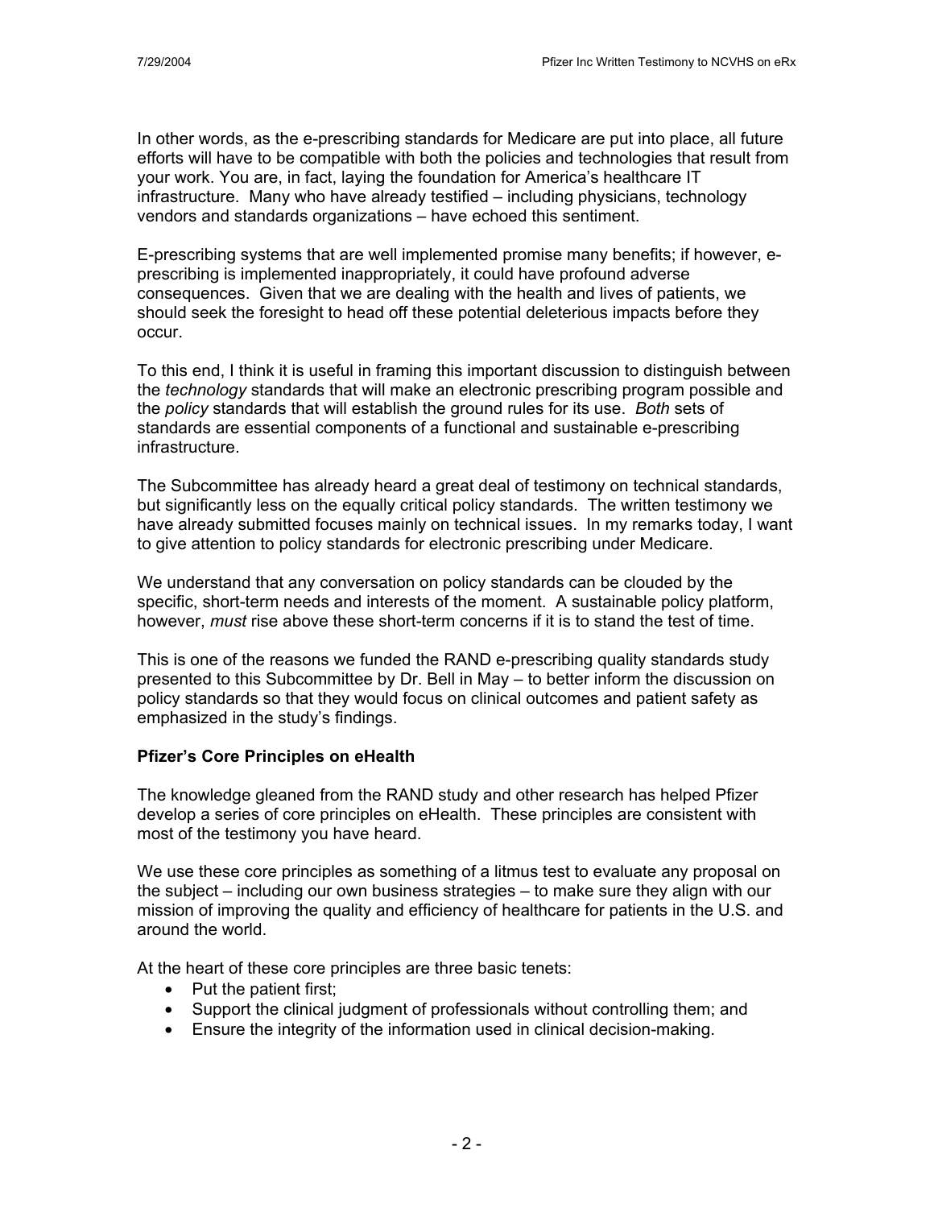In other words, as the e-prescribing standards for Medicare are put into place, all future efforts will have to be compatible with both the policies and technologies that result from your work. You are, in fact, laying the foundation for America's healthcare IT infrastructure. Many who have already testified – including physicians, technology vendors and standards organizations – have echoed this sentiment.

E-prescribing systems that are well implemented promise many benefits; if however, e-prescribing is implemented inappropriately, it could have profound adverse consequences. Given that we are dealing with the health and lives of patients, we should seek the foresight to head off these potential deleterious impacts before they occur.

To this end, I think it is useful in framing this important discussion to distinguish between the *technology* standards that will make an electronic prescribing program possible and the *policy* standards that will establish the ground rules for its use. *Both* sets of standards are essential components of a functional and sustainable e-prescribing infrastructure.

The Subcommittee has already heard a great deal of testimony on technical standards, but significantly less on the equally critical policy standards. The written testimony we have already submitted focuses mainly on technical issues. In my remarks today, I want to give attention to policy standards for electronic prescribing under Medicare.

We understand that any conversation on policy standards can be clouded by the specific, short-term needs and interests of the moment. A sustainable policy platform, however, *must* rise above these short-term concerns if it is to stand the test of time.

This is one of the reasons we funded the RAND e-prescribing quality standards study presented to this Subcommittee by Dr. Bell in May – to better inform the discussion on policy standards so that they would focus on clinical outcomes and patient safety as emphasized in the study's findings.

**Pfizer's Core Principles on eHealth**

The knowledge gleaned from the RAND study and other research has helped Pfizer develop a series of core principles on eHealth. These principles are consistent with most of the testimony you have heard.

We use these core principles as something of a litmus test to evaluate any proposal on the subject – including our own business strategies – to make sure they align with our mission of improving the quality and efficiency of healthcare for patients in the U.S. and around the world.

At the heart of these core principles are three basic tenets:

- Put the patient first;
- Support the clinical judgment of professionals without controlling them; and
- Ensure the integrity of the information used in clinical decision-making.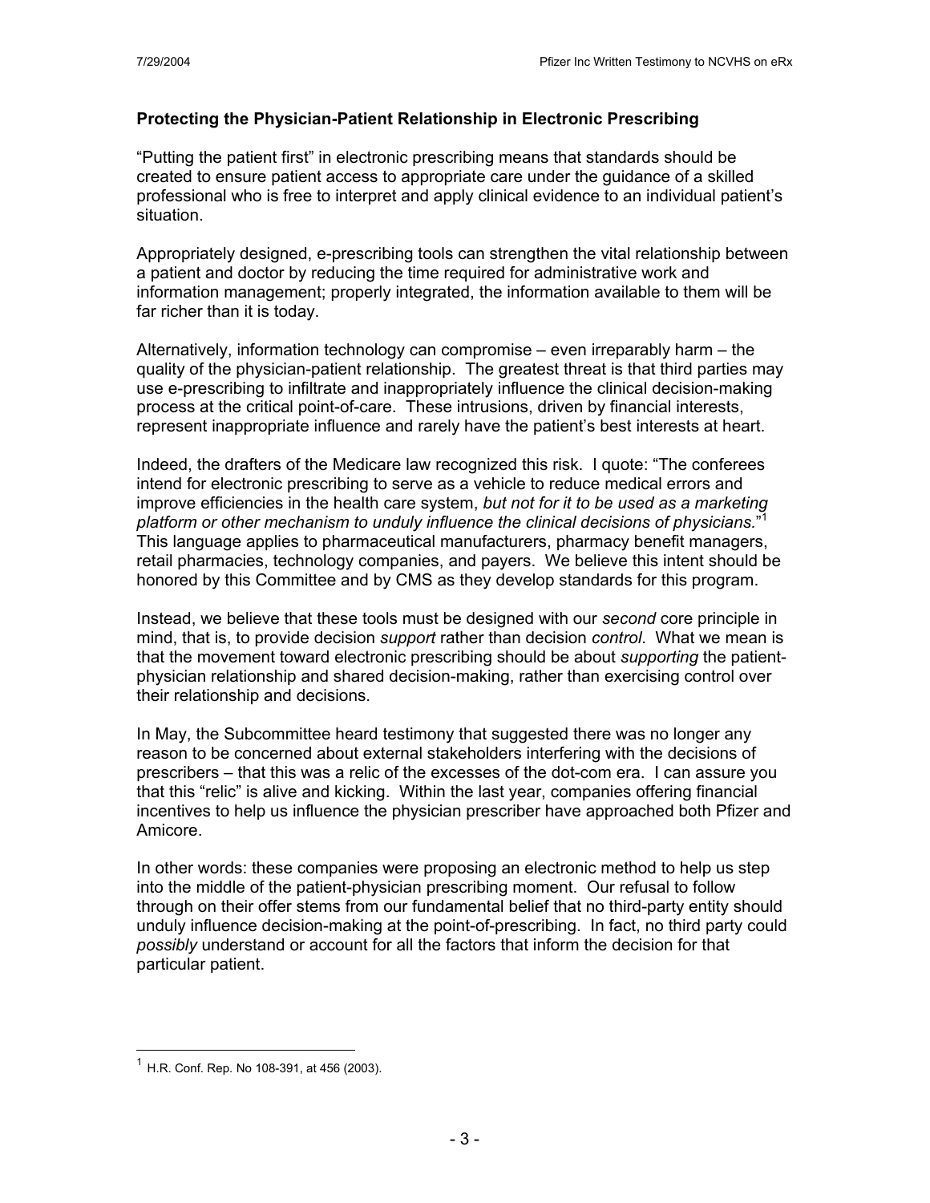### Protecting the Physician-Patient Relationship in Electronic Prescribing

"Putting the patient first" in electronic prescribing means that standards should be created to ensure patient access to appropriate care under the guidance of a skilled professional who is free to interpret and apply clinical evidence to an individual patient's situation.

Appropriately designed, e-prescribing tools can strengthen the vital relationship between a patient and doctor by reducing the time required for administrative work and information management; properly integrated, the information available to them will be far richer than it is today.

Alternatively, information technology can compromise – even irreparably harm – the quality of the physician-patient relationship. The greatest threat is that third parties may use e-prescribing to infiltrate and inappropriately influence the clinical decision-making process at the critical point-of-care. These intrusions, driven by financial interests, represent inappropriate influence and rarely have the patient's best interests at heart.

Indeed, the drafters of the Medicare law recognized this risk. I quote: "The conferees intend for electronic prescribing to serve as a vehicle to reduce medical errors and improve efficiencies in the health care system, *but not for it to be used as a marketing platform or other mechanism to unduly influence the clinical decisions of physicians.*"[1] This language applies to pharmaceutical manufacturers, pharmacy benefit managers, retail pharmacies, technology companies, and payers. We believe this intent should be honored by this Committee and by CMS as they develop standards for this program.

Instead, we believe that these tools must be designed with our *second* core principle in mind, that is, to provide decision *support* rather than decision *control*. What we mean is that the movement toward electronic prescribing should be about *supporting* the patient-physician relationship and shared decision-making, rather than exercising control over their relationship and decisions.

In May, the Subcommittee heard testimony that suggested there was no longer any reason to be concerned about external stakeholders interfering with the decisions of prescribers – that this was a relic of the excesses of the dot-com era. I can assure you that this "relic" is alive and kicking. Within the last year, companies offering financial incentives to help us influence the physician prescriber have approached both Pfizer and Amicore.

In other words: these companies were proposing an electronic method to help us step into the middle of the patient-physician prescribing moment. Our refusal to follow through on their offer stems from our fundamental belief that no third-party entity should unduly influence decision-making at the point-of-prescribing. In fact, no third party could *possibly* understand or account for all the factors that inform the decision for that particular patient.

---

[1] H.R. Conf. Rep. No 108-391, at 456 (2003).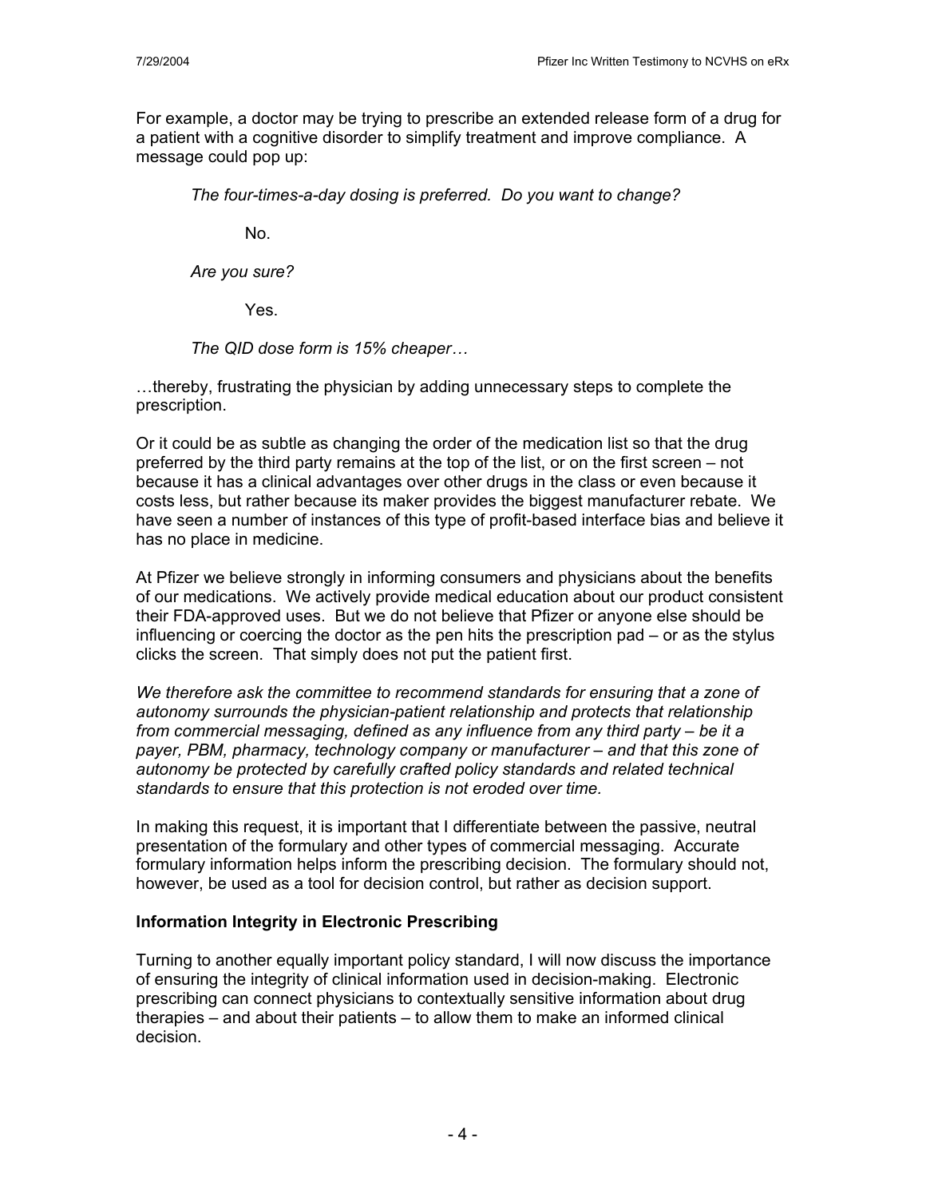For example, a doctor may be trying to prescribe an extended release form of a drug for a patient with a cognitive disorder to simplify treatment and improve compliance. A message could pop up:

> *The four-times-a-day dosing is preferred. Do you want to change?*
>
> No.
>
> *Are you sure?*
>
> Yes.
>
> *The QID dose form is 15% cheaper…*

…thereby, frustrating the physician by adding unnecessary steps to complete the prescription.

Or it could be as subtle as changing the order of the medication list so that the drug preferred by the third party remains at the top of the list, or on the first screen – not because it has a clinical advantages over other drugs in the class or even because it costs less, but rather because its maker provides the biggest manufacturer rebate. We have seen a number of instances of this type of profit-based interface bias and believe it has no place in medicine.

At Pfizer we believe strongly in informing consumers and physicians about the benefits of our medications. We actively provide medical education about our product consistent their FDA-approved uses. But we do not believe that Pfizer or anyone else should be influencing or coercing the doctor as the pen hits the prescription pad – or as the stylus clicks the screen. That simply does not put the patient first.

*We therefore ask the committee to recommend standards for ensuring that a zone of autonomy surrounds the physician-patient relationship and protects that relationship from commercial messaging, defined as any influence from any third party – be it a payer, PBM, pharmacy, technology company or manufacturer – and that this zone of autonomy be protected by carefully crafted policy standards and related technical standards to ensure that this protection is not eroded over time.*

In making this request, it is important that I differentiate between the passive, neutral presentation of the formulary and other types of commercial messaging. Accurate formulary information helps inform the prescribing decision. The formulary should not, however, be used as a tool for decision control, but rather as decision support.

**Information Integrity in Electronic Prescribing**

Turning to another equally important policy standard, I will now discuss the importance of ensuring the integrity of clinical information used in decision-making. Electronic prescribing can connect physicians to contextually sensitive information about drug therapies – and about their patients – to allow them to make an informed clinical decision.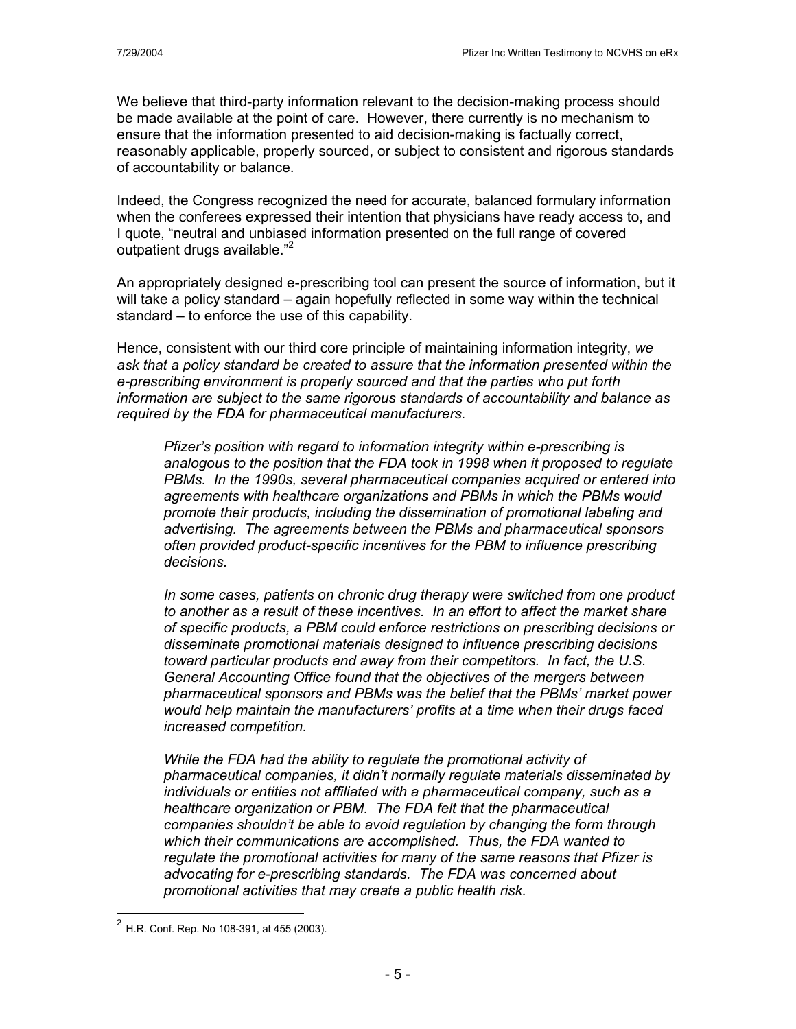We believe that third-party information relevant to the decision-making process should be made available at the point of care. However, there currently is no mechanism to ensure that the information presented to aid decision-making is factually correct, reasonably applicable, properly sourced, or subject to consistent and rigorous standards of accountability or balance.

Indeed, the Congress recognized the need for accurate, balanced formulary information when the conferees expressed their intention that physicians have ready access to, and I quote, "neutral and unbiased information presented on the full range of covered outpatient drugs available."[2]

An appropriately designed e-prescribing tool can present the source of information, but it will take a policy standard – again hopefully reflected in some way within the technical standard – to enforce the use of this capability.

Hence, consistent with our third core principle of maintaining information integrity, *we ask that a policy standard be created to assure that the information presented within the e-prescribing environment is properly sourced and that the parties who put forth information are subject to the same rigorous standards of accountability and balance as required by the FDA for pharmaceutical manufacturers.*

> *Pfizer's position with regard to information integrity within e-prescribing is analogous to the position that the FDA took in 1998 when it proposed to regulate PBMs. In the 1990s, several pharmaceutical companies acquired or entered into agreements with healthcare organizations and PBMs in which the PBMs would promote their products, including the dissemination of promotional labeling and advertising. The agreements between the PBMs and pharmaceutical sponsors often provided product-specific incentives for the PBM to influence prescribing decisions.*
>
> *In some cases, patients on chronic drug therapy were switched from one product to another as a result of these incentives. In an effort to affect the market share of specific products, a PBM could enforce restrictions on prescribing decisions or disseminate promotional materials designed to influence prescribing decisions toward particular products and away from their competitors. In fact, the U.S. General Accounting Office found that the objectives of the mergers between pharmaceutical sponsors and PBMs was the belief that the PBMs' market power would help maintain the manufacturers' profits at a time when their drugs faced increased competition.*
>
> *While the FDA had the ability to regulate the promotional activity of pharmaceutical companies, it didn't normally regulate materials disseminated by individuals or entities not affiliated with a pharmaceutical company, such as a healthcare organization or PBM. The FDA felt that the pharmaceutical companies shouldn't be able to avoid regulation by changing the form through which their communications are accomplished. Thus, the FDA wanted to regulate the promotional activities for many of the same reasons that Pfizer is advocating for e-prescribing standards. The FDA was concerned about promotional activities that may create a public health risk.*

---

[2] H.R. Conf. Rep. No 108-391, at 455 (2003).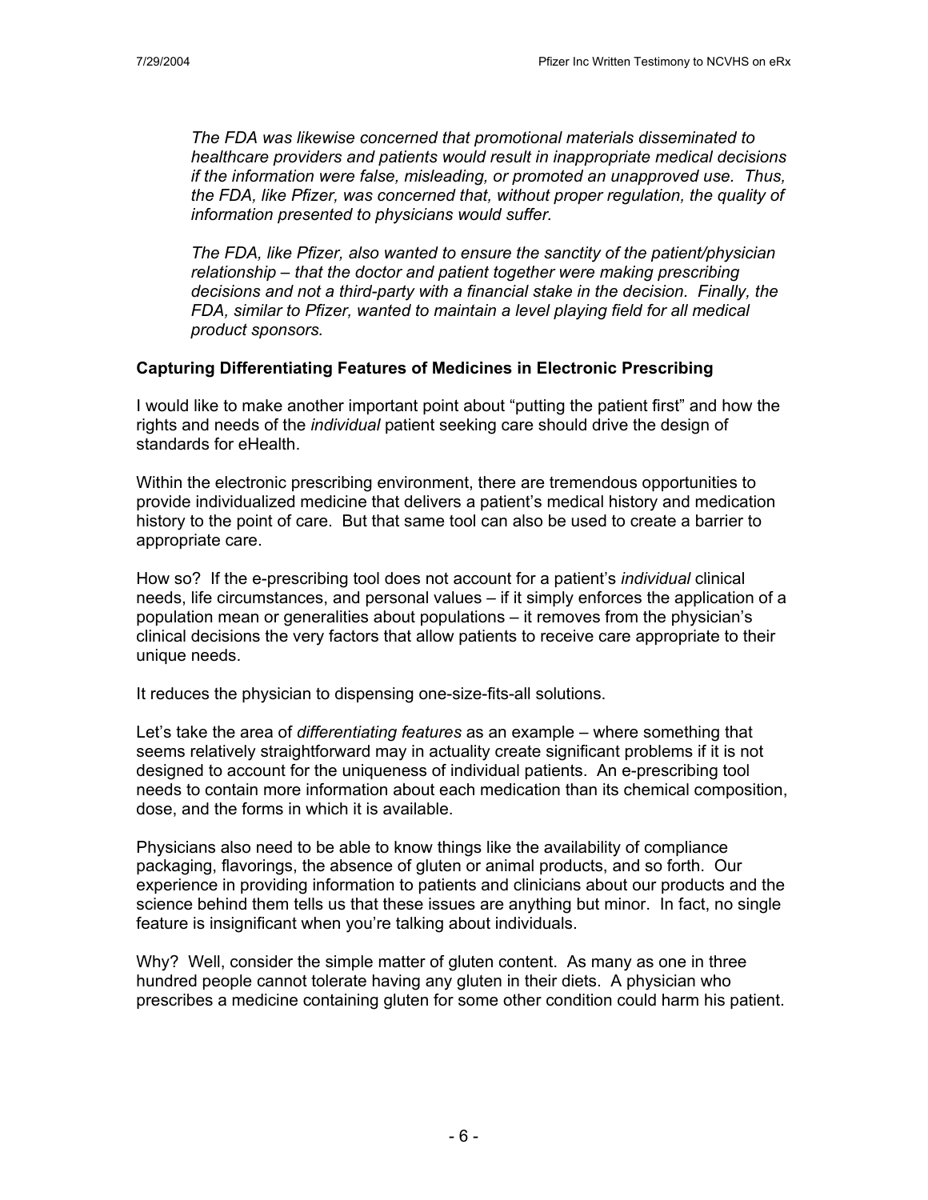*The FDA was likewise concerned that promotional materials disseminated to healthcare providers and patients would result in inappropriate medical decisions if the information were false, misleading, or promoted an unapproved use. Thus, the FDA, like Pfizer, was concerned that, without proper regulation, the quality of information presented to physicians would suffer.*

*The FDA, like Pfizer, also wanted to ensure the sanctity of the patient/physician relationship – that the doctor and patient together were making prescribing decisions and not a third-party with a financial stake in the decision. Finally, the FDA, similar to Pfizer, wanted to maintain a level playing field for all medical product sponsors.*

**Capturing Differentiating Features of Medicines in Electronic Prescribing**

I would like to make another important point about "putting the patient first" and how the rights and needs of the *individual* patient seeking care should drive the design of standards for eHealth.

Within the electronic prescribing environment, there are tremendous opportunities to provide individualized medicine that delivers a patient's medical history and medication history to the point of care. But that same tool can also be used to create a barrier to appropriate care.

How so? If the e-prescribing tool does not account for a patient's *individual* clinical needs, life circumstances, and personal values – if it simply enforces the application of a population mean or generalities about populations – it removes from the physician's clinical decisions the very factors that allow patients to receive care appropriate to their unique needs.

It reduces the physician to dispensing one-size-fits-all solutions.

Let's take the area of *differentiating features* as an example – where something that seems relatively straightforward may in actuality create significant problems if it is not designed to account for the uniqueness of individual patients. An e-prescribing tool needs to contain more information about each medication than its chemical composition, dose, and the forms in which it is available.

Physicians also need to be able to know things like the availability of compliance packaging, flavorings, the absence of gluten or animal products, and so forth. Our experience in providing information to patients and clinicians about our products and the science behind them tells us that these issues are anything but minor. In fact, no single feature is insignificant when you're talking about individuals.

Why? Well, consider the simple matter of gluten content. As many as one in three hundred people cannot tolerate having any gluten in their diets. A physician who prescribes a medicine containing gluten for some other condition could harm his patient.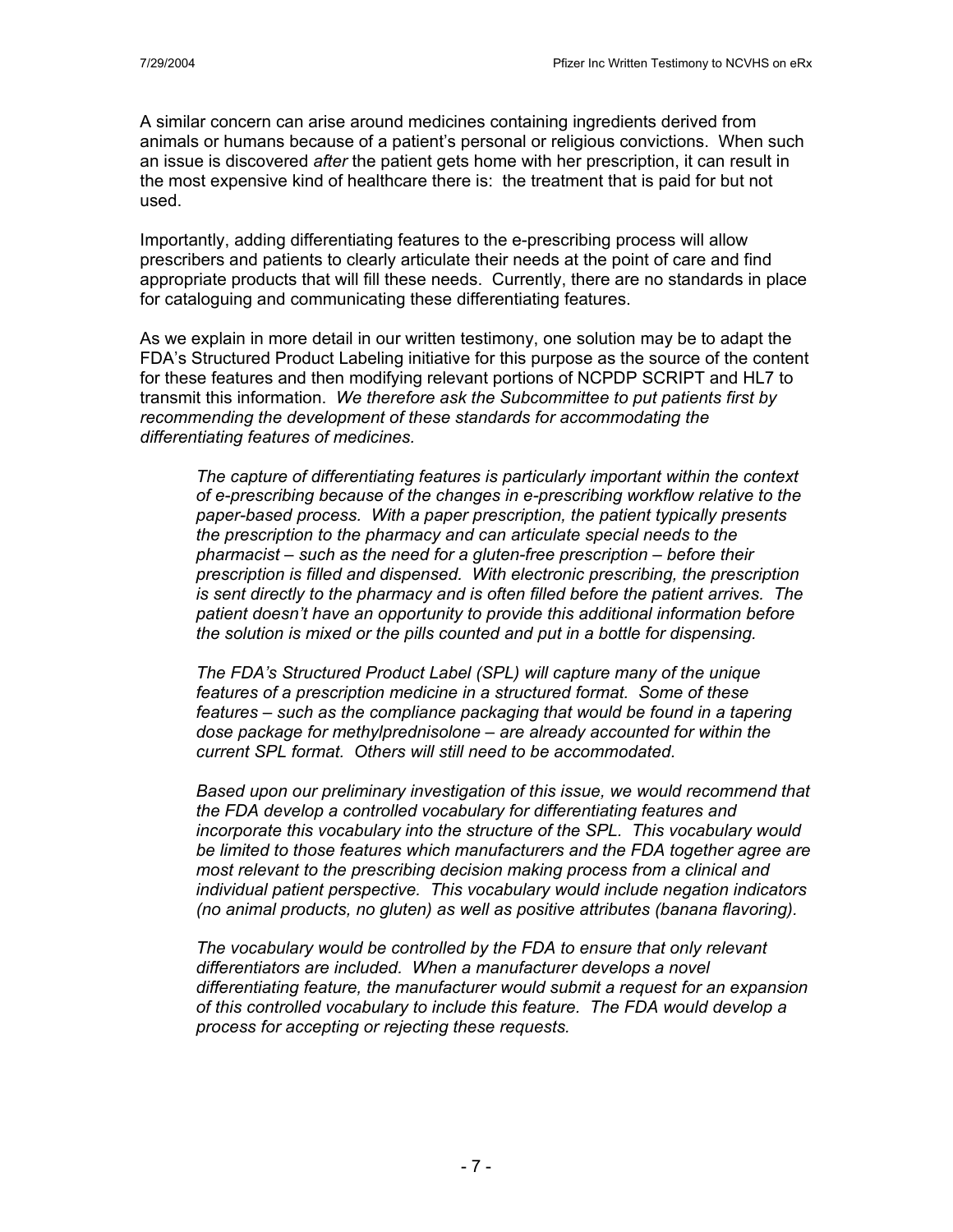A similar concern can arise around medicines containing ingredients derived from animals or humans because of a patient's personal or religious convictions. When such an issue is discovered *after* the patient gets home with her prescription, it can result in the most expensive kind of healthcare there is: the treatment that is paid for but not used.

Importantly, adding differentiating features to the e-prescribing process will allow prescribers and patients to clearly articulate their needs at the point of care and find appropriate products that will fill these needs. Currently, there are no standards in place for cataloguing and communicating these differentiating features.

As we explain in more detail in our written testimony, one solution may be to adapt the FDA's Structured Product Labeling initiative for this purpose as the source of the content for these features and then modifying relevant portions of NCPDP SCRIPT and HL7 to transmit this information. *We therefore ask the Subcommittee to put patients first by recommending the development of these standards for accommodating the differentiating features of medicines.*

> *The capture of differentiating features is particularly important within the context of e-prescribing because of the changes in e-prescribing workflow relative to the paper-based process. With a paper prescription, the patient typically presents the prescription to the pharmacy and can articulate special needs to the pharmacist – such as the need for a gluten-free prescription – before their prescription is filled and dispensed. With electronic prescribing, the prescription is sent directly to the pharmacy and is often filled before the patient arrives. The patient doesn't have an opportunity to provide this additional information before the solution is mixed or the pills counted and put in a bottle for dispensing.*
>
> *The FDA's Structured Product Label (SPL) will capture many of the unique features of a prescription medicine in a structured format. Some of these features – such as the compliance packaging that would be found in a tapering dose package for methylprednisolone – are already accounted for within the current SPL format. Others will still need to be accommodated.*
>
> *Based upon our preliminary investigation of this issue, we would recommend that the FDA develop a controlled vocabulary for differentiating features and incorporate this vocabulary into the structure of the SPL. This vocabulary would be limited to those features which manufacturers and the FDA together agree are most relevant to the prescribing decision making process from a clinical and individual patient perspective. This vocabulary would include negation indicators (no animal products, no gluten) as well as positive attributes (banana flavoring).*
>
> *The vocabulary would be controlled by the FDA to ensure that only relevant differentiators are included. When a manufacturer develops a novel differentiating feature, the manufacturer would submit a request for an expansion of this controlled vocabulary to include this feature. The FDA would develop a process for accepting or rejecting these requests.*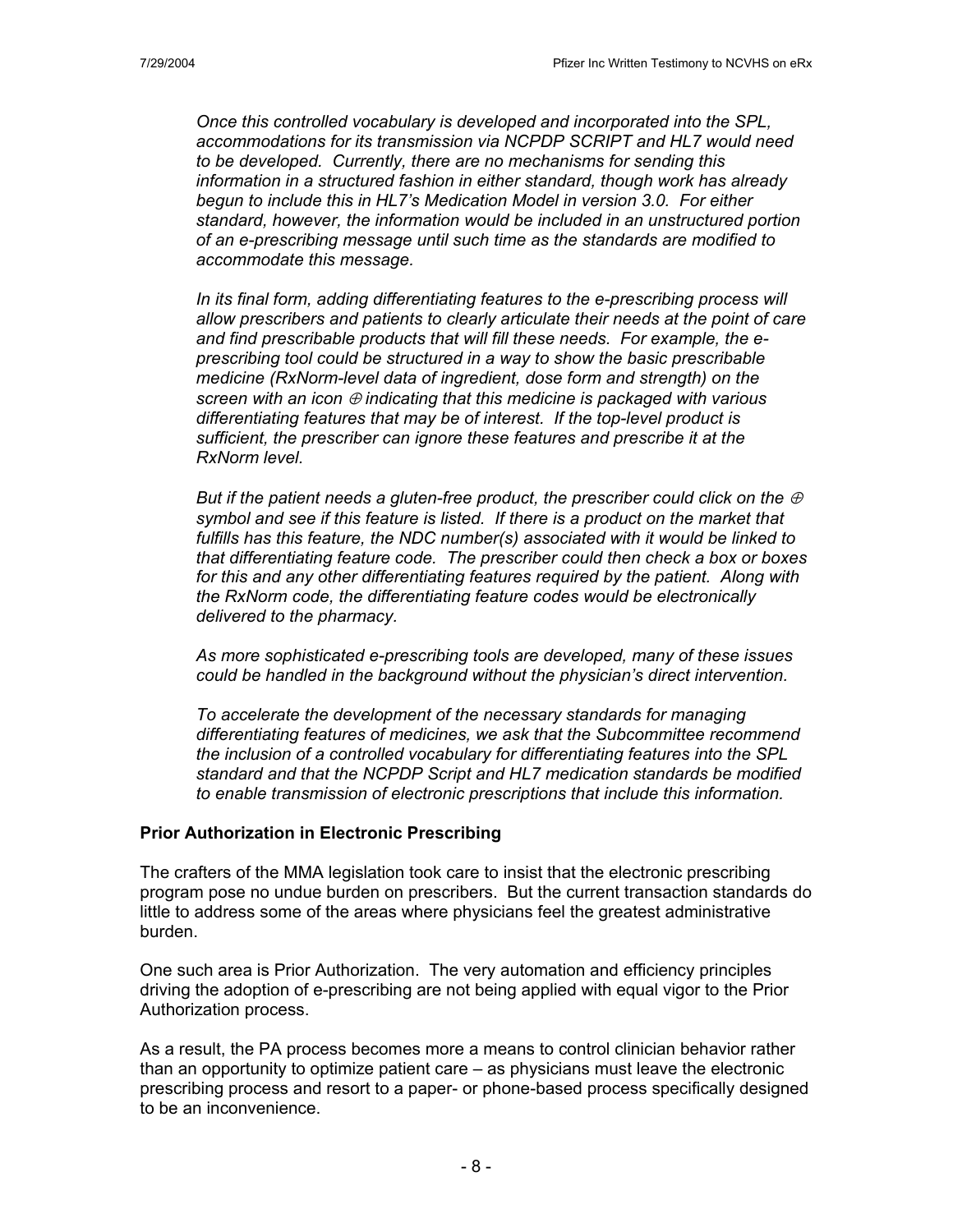*Once this controlled vocabulary is developed and incorporated into the SPL, accommodations for its transmission via NCPDP SCRIPT and HL7 would need to be developed. Currently, there are no mechanisms for sending this information in a structured fashion in either standard, though work has already begun to include this in HL7's Medication Model in version 3.0. For either standard, however, the information would be included in an unstructured portion of an e-prescribing message until such time as the standards are modified to accommodate this message.*

*In its final form, adding differentiating features to the e-prescribing process will allow prescribers and patients to clearly articulate their needs at the point of care and find prescribable products that will fill these needs. For example, the e-prescribing tool could be structured in a way to show the basic prescribable medicine (RxNorm-level data of ingredient, dose form and strength) on the screen with an icon ⊕ indicating that this medicine is packaged with various differentiating features that may be of interest. If the top-level product is sufficient, the prescriber can ignore these features and prescribe it at the RxNorm level.*

*But if the patient needs a gluten-free product, the prescriber could click on the ⊕ symbol and see if this feature is listed. If there is a product on the market that fulfills has this feature, the NDC number(s) associated with it would be linked to that differentiating feature code. The prescriber could then check a box or boxes for this and any other differentiating features required by the patient. Along with the RxNorm code, the differentiating feature codes would be electronically delivered to the pharmacy.*

*As more sophisticated e-prescribing tools are developed, many of these issues could be handled in the background without the physician's direct intervention.*

*To accelerate the development of the necessary standards for managing differentiating features of medicines, we ask that the Subcommittee recommend the inclusion of a controlled vocabulary for differentiating features into the SPL standard and that the NCPDP Script and HL7 medication standards be modified to enable transmission of electronic prescriptions that include this information.*

**Prior Authorization in Electronic Prescribing**

The crafters of the MMA legislation took care to insist that the electronic prescribing program pose no undue burden on prescribers. But the current transaction standards do little to address some of the areas where physicians feel the greatest administrative burden.

One such area is Prior Authorization. The very automation and efficiency principles driving the adoption of e-prescribing are not being applied with equal vigor to the Prior Authorization process.

As a result, the PA process becomes more a means to control clinician behavior rather than an opportunity to optimize patient care – as physicians must leave the electronic prescribing process and resort to a paper- or phone-based process specifically designed to be an inconvenience.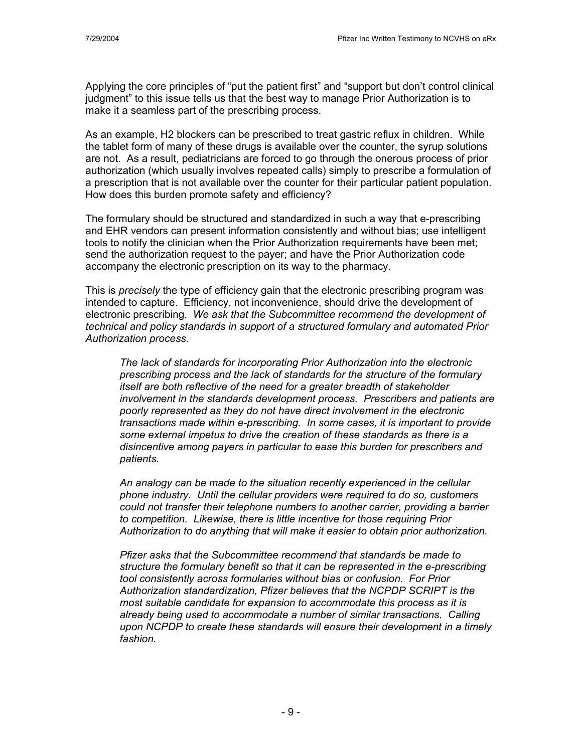Applying the core principles of "put the patient first" and "support but don't control clinical judgment" to this issue tells us that the best way to manage Prior Authorization is to make it a seamless part of the prescribing process.

As an example, H2 blockers can be prescribed to treat gastric reflux in children. While the tablet form of many of these drugs is available over the counter, the syrup solutions are not. As a result, pediatricians are forced to go through the onerous process of prior authorization (which usually involves repeated calls) simply to prescribe a formulation of a prescription that is not available over the counter for their particular patient population. How does this burden promote safety and efficiency?

The formulary should be structured and standardized in such a way that e-prescribing and EHR vendors can present information consistently and without bias; use intelligent tools to notify the clinician when the Prior Authorization requirements have been met; send the authorization request to the payer; and have the Prior Authorization code accompany the electronic prescription on its way to the pharmacy.

This is *precisely* the type of efficiency gain that the electronic prescribing program was intended to capture. Efficiency, not inconvenience, should drive the development of electronic prescribing. *We ask that the Subcommittee recommend the development of technical and policy standards in support of a structured formulary and automated Prior Authorization process.*

> *The lack of standards for incorporating Prior Authorization into the electronic prescribing process and the lack of standards for the structure of the formulary itself are both reflective of the need for a greater breadth of stakeholder involvement in the standards development process. Prescribers and patients are poorly represented as they do not have direct involvement in the electronic transactions made within e-prescribing. In some cases, it is important to provide some external impetus to drive the creation of these standards as there is a disincentive among payers in particular to ease this burden for prescribers and patients.*
>
> *An analogy can be made to the situation recently experienced in the cellular phone industry. Until the cellular providers were required to do so, customers could not transfer their telephone numbers to another carrier, providing a barrier to competition. Likewise, there is little incentive for those requiring Prior Authorization to do anything that will make it easier to obtain prior authorization.*
>
> *Pfizer asks that the Subcommittee recommend that standards be made to structure the formulary benefit so that it can be represented in the e-prescribing tool consistently across formularies without bias or confusion. For Prior Authorization standardization, Pfizer believes that the NCPDP SCRIPT is the most suitable candidate for expansion to accommodate this process as it is already being used to accommodate a number of similar transactions. Calling upon NCPDP to create these standards will ensure their development in a timely fashion.*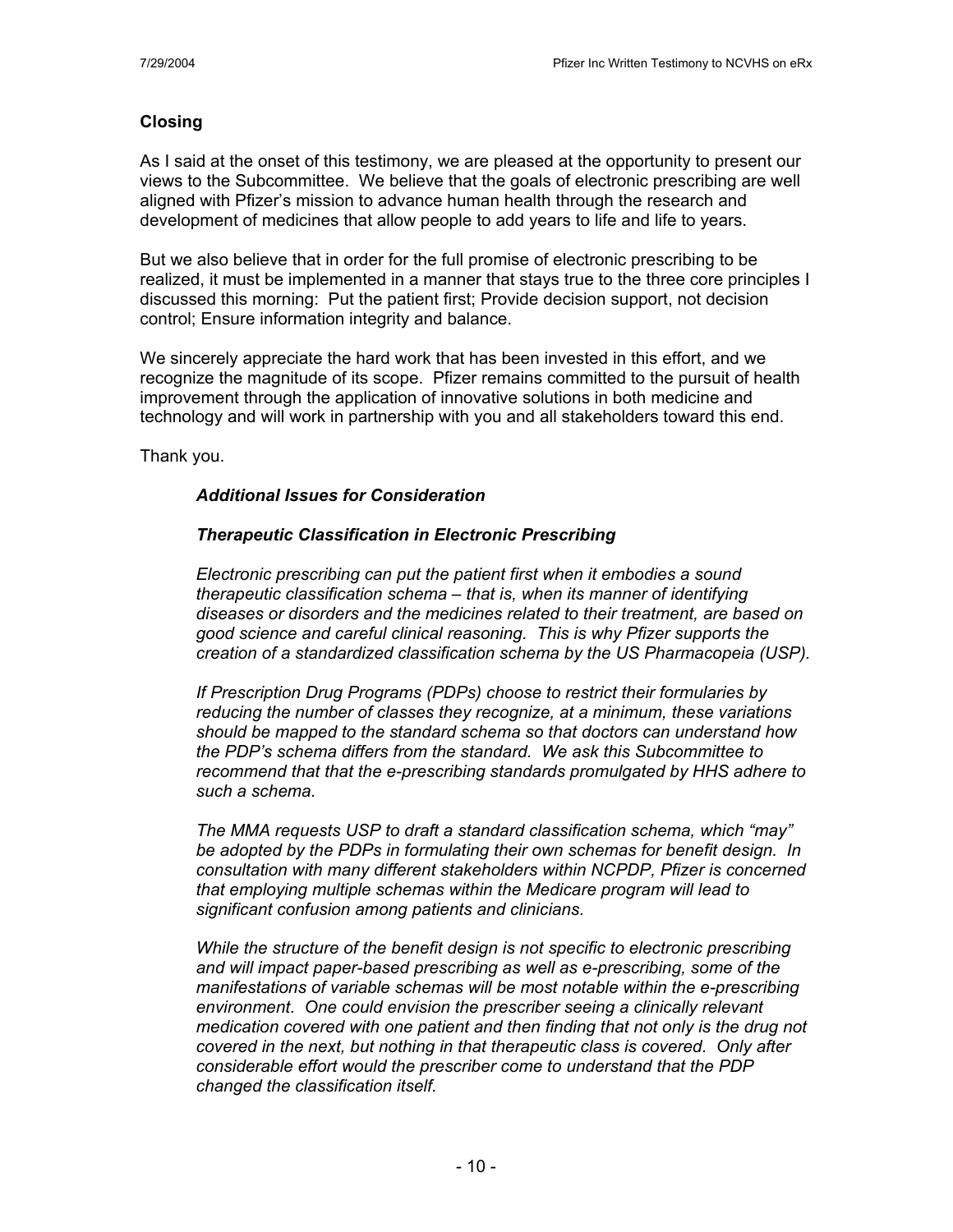## Closing

As I said at the onset of this testimony, we are pleased at the opportunity to present our views to the Subcommittee. We believe that the goals of electronic prescribing are well aligned with Pfizer's mission to advance human health through the research and development of medicines that allow people to add years to life and life to years.

But we also believe that in order for the full promise of electronic prescribing to be realized, it must be implemented in a manner that stays true to the three core principles I discussed this morning: Put the patient first; Provide decision support, not decision control; Ensure information integrity and balance.

We sincerely appreciate the hard work that has been invested in this effort, and we recognize the magnitude of its scope. Pfizer remains committed to the pursuit of health improvement through the application of innovative solutions in both medicine and technology and will work in partnership with you and all stakeholders toward this end.

Thank you.

> ***Additional Issues for Consideration***
>
> ***Therapeutic Classification in Electronic Prescribing***
>
> *Electronic prescribing can put the patient first when it embodies a sound therapeutic classification schema – that is, when its manner of identifying diseases or disorders and the medicines related to their treatment, are based on good science and careful clinical reasoning. This is why Pfizer supports the creation of a standardized classification schema by the US Pharmacopeia (USP).*
>
> *If Prescription Drug Programs (PDPs) choose to restrict their formularies by reducing the number of classes they recognize, at a minimum, these variations should be mapped to the standard schema so that doctors can understand how the PDP's schema differs from the standard. We ask this Subcommittee to recommend that that the e-prescribing standards promulgated by HHS adhere to such a schema.*
>
> *The MMA requests USP to draft a standard classification schema, which "may" be adopted by the PDPs in formulating their own schemas for benefit design. In consultation with many different stakeholders within NCPDP, Pfizer is concerned that employing multiple schemas within the Medicare program will lead to significant confusion among patients and clinicians.*
>
> *While the structure of the benefit design is not specific to electronic prescribing and will impact paper-based prescribing as well as e-prescribing, some of the manifestations of variable schemas will be most notable within the e-prescribing environment. One could envision the prescriber seeing a clinically relevant medication covered with one patient and then finding that not only is the drug not covered in the next, but nothing in that therapeutic class is covered. Only after considerable effort would the prescriber come to understand that the PDP changed the classification itself.*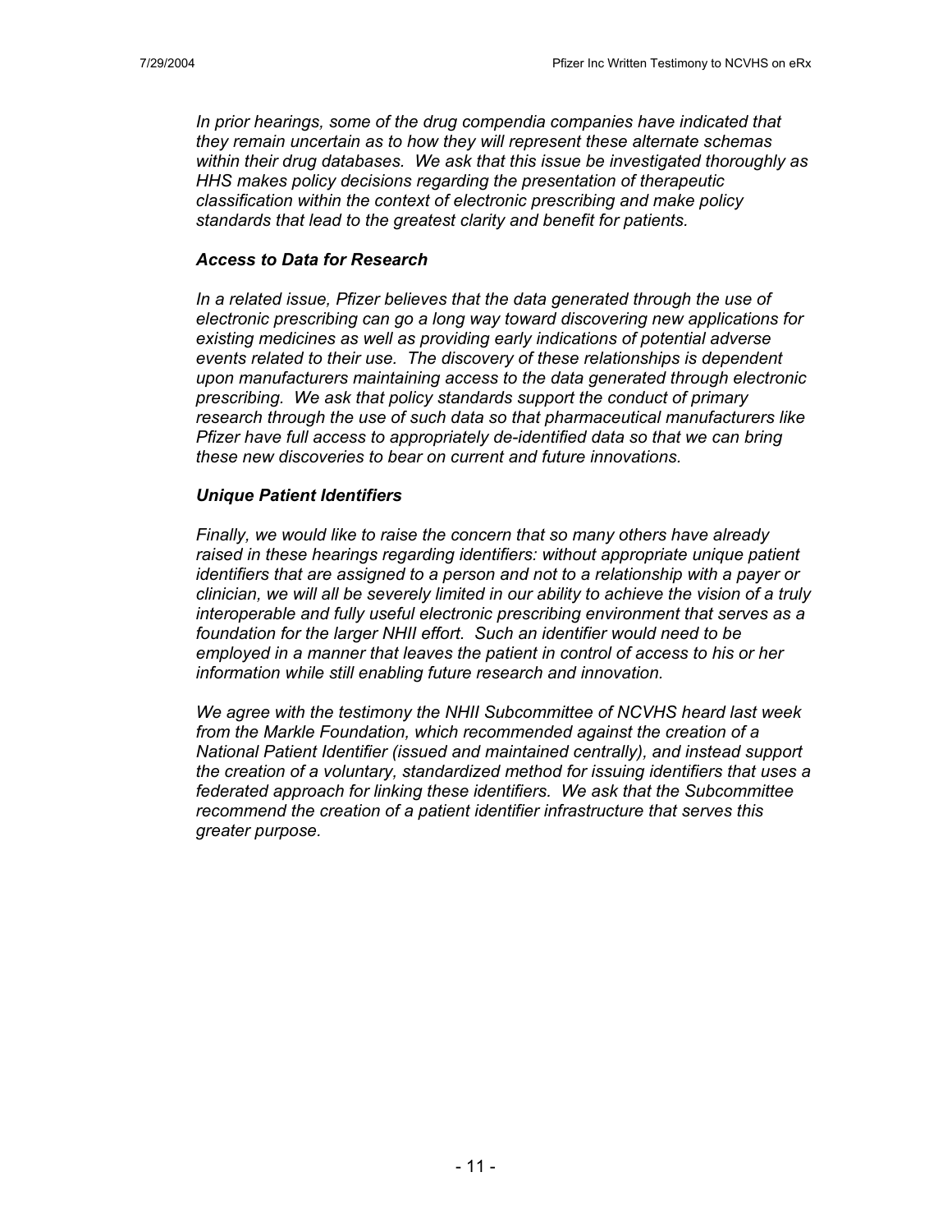*In prior hearings, some of the drug compendia companies have indicated that they remain uncertain as to how they will represent these alternate schemas within their drug databases. We ask that this issue be investigated thoroughly as HHS makes policy decisions regarding the presentation of therapeutic classification within the context of electronic prescribing and make policy standards that lead to the greatest clarity and benefit for patients.*

***Access to Data for Research***

*In a related issue, Pfizer believes that the data generated through the use of electronic prescribing can go a long way toward discovering new applications for existing medicines as well as providing early indications of potential adverse events related to their use. The discovery of these relationships is dependent upon manufacturers maintaining access to the data generated through electronic prescribing. We ask that policy standards support the conduct of primary research through the use of such data so that pharmaceutical manufacturers like Pfizer have full access to appropriately de-identified data so that we can bring these new discoveries to bear on current and future innovations.*

***Unique Patient Identifiers***

*Finally, we would like to raise the concern that so many others have already raised in these hearings regarding identifiers: without appropriate unique patient identifiers that are assigned to a person and not to a relationship with a payer or clinician, we will all be severely limited in our ability to achieve the vision of a truly interoperable and fully useful electronic prescribing environment that serves as a foundation for the larger NHII effort. Such an identifier would need to be employed in a manner that leaves the patient in control of access to his or her information while still enabling future research and innovation.*

*We agree with the testimony the NHII Subcommittee of NCVHS heard last week from the Markle Foundation, which recommended against the creation of a National Patient Identifier (issued and maintained centrally), and instead support the creation of a voluntary, standardized method for issuing identifiers that uses a federated approach for linking these identifiers. We ask that the Subcommittee recommend the creation of a patient identifier infrastructure that serves this greater purpose.*